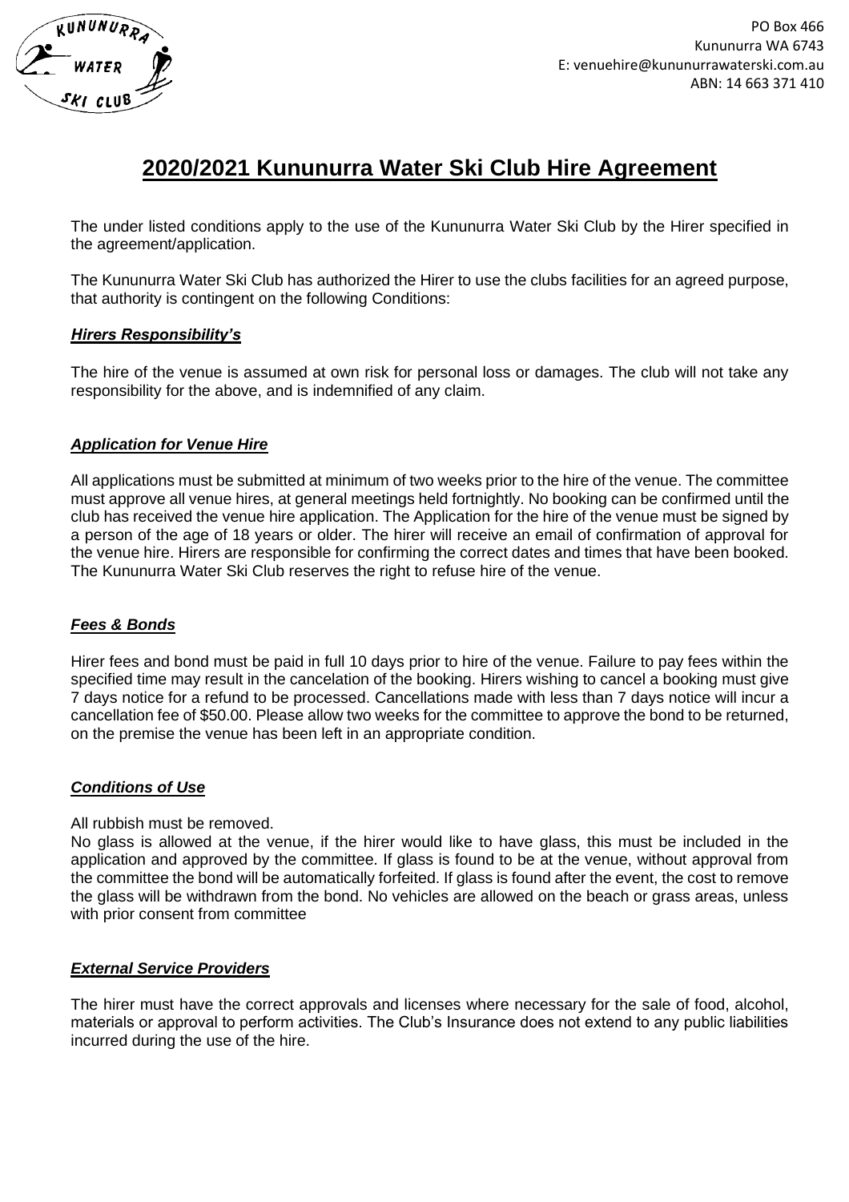PO Box 466
Kununurra WA 6743
E: venuehire@kununurrawaterski.com.au
ABN: 14 663 371 410

# 2020/2021 Kununurra Water Ski Club Hire Agreement

The under listed conditions apply to the use of the Kununurra Water Ski Club by the Hirer specified in the agreement/application.

The Kununurra Water Ski Club has authorized the Hirer to use the clubs facilities for an agreed purpose, that authority is contingent on the following Conditions:

### *Hirers Responsibility's*

The hire of the venue is assumed at own risk for personal loss or damages. The club will not take any responsibility for the above, and is indemnified of any claim.

### *Application for Venue Hire*

All applications must be submitted at minimum of two weeks prior to the hire of the venue. The committee must approve all venue hires, at general meetings held fortnightly. No booking can be confirmed until the club has received the venue hire application. The Application for the hire of the venue must be signed by a person of the age of 18 years or older. The hirer will receive an email of confirmation of approval for the venue hire. Hirers are responsible for confirming the correct dates and times that have been booked. The Kununurra Water Ski Club reserves the right to refuse hire of the venue.

### *Fees & Bonds*

Hirer fees and bond must be paid in full 10 days prior to hire of the venue. Failure to pay fees within the specified time may result in the cancelation of the booking. Hirers wishing to cancel a booking must give 7 days notice for a refund to be processed. Cancellations made with less than 7 days notice will incur a cancellation fee of $50.00. Please allow two weeks for the committee to approve the bond to be returned, on the premise the venue has been left in an appropriate condition.

### *Conditions of Use*

All rubbish must be removed.
No glass is allowed at the venue, if the hirer would like to have glass, this must be included in the application and approved by the committee. If glass is found to be at the venue, without approval from the committee the bond will be automatically forfeited. If glass is found after the event, the cost to remove the glass will be withdrawn from the bond. No vehicles are allowed on the beach or grass areas, unless with prior consent from committee

### *External Service Providers*

The hirer must have the correct approvals and licenses where necessary for the sale of food, alcohol, materials or approval to perform activities. The Club's Insurance does not extend to any public liabilities incurred during the use of the hire.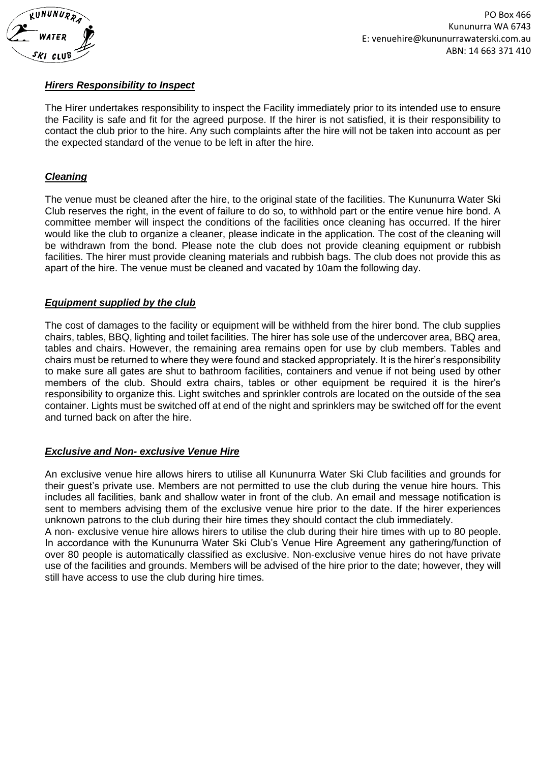### ***Hirers Responsibility to Inspect***

The Hirer undertakes responsibility to inspect the Facility immediately prior to its intended use to ensure the Facility is safe and fit for the agreed purpose. If the hirer is not satisfied, it is their responsibility to contact the club prior to the hire. Any such complaints after the hire will not be taken into account as per the expected standard of the venue to be left in after the hire.

### ***Cleaning***

The venue must be cleaned after the hire, to the original state of the facilities. The Kununurra Water Ski Club reserves the right, in the event of failure to do so, to withhold part or the entire venue hire bond. A committee member will inspect the conditions of the facilities once cleaning has occurred. If the hirer would like the club to organize a cleaner, please indicate in the application. The cost of the cleaning will be withdrawn from the bond. Please note the club does not provide cleaning equipment or rubbish facilities. The hirer must provide cleaning materials and rubbish bags. The club does not provide this as apart of the hire. The venue must be cleaned and vacated by 10am the following day.

### ***Equipment supplied by the club***

The cost of damages to the facility or equipment will be withheld from the hirer bond. The club supplies chairs, tables, BBQ, lighting and toilet facilities. The hirer has sole use of the undercover area, BBQ area, tables and chairs. However, the remaining area remains open for use by club members. Tables and chairs must be returned to where they were found and stacked appropriately. It is the hirer's responsibility to make sure all gates are shut to bathroom facilities, containers and venue if not being used by other members of the club. Should extra chairs, tables or other equipment be required it is the hirer's responsibility to organize this. Light switches and sprinkler controls are located on the outside of the sea container. Lights must be switched off at end of the night and sprinklers may be switched off for the event and turned back on after the hire.

### ***Exclusive and Non- exclusive Venue Hire***

An exclusive venue hire allows hirers to utilise all Kununurra Water Ski Club facilities and grounds for their guest's private use. Members are not permitted to use the club during the venue hire hours. This includes all facilities, bank and shallow water in front of the club. An email and message notification is sent to members advising them of the exclusive venue hire prior to the date. If the hirer experiences unknown patrons to the club during their hire times they should contact the club immediately.

A non- exclusive venue hire allows hirers to utilise the club during their hire times with up to 80 people. In accordance with the Kununurra Water Ski Club's Venue Hire Agreement any gathering/function of over 80 people is automatically classified as exclusive. Non-exclusive venue hires do not have private use of the facilities and grounds. Members will be advised of the hire prior to the date; however, they will still have access to use the club during hire times.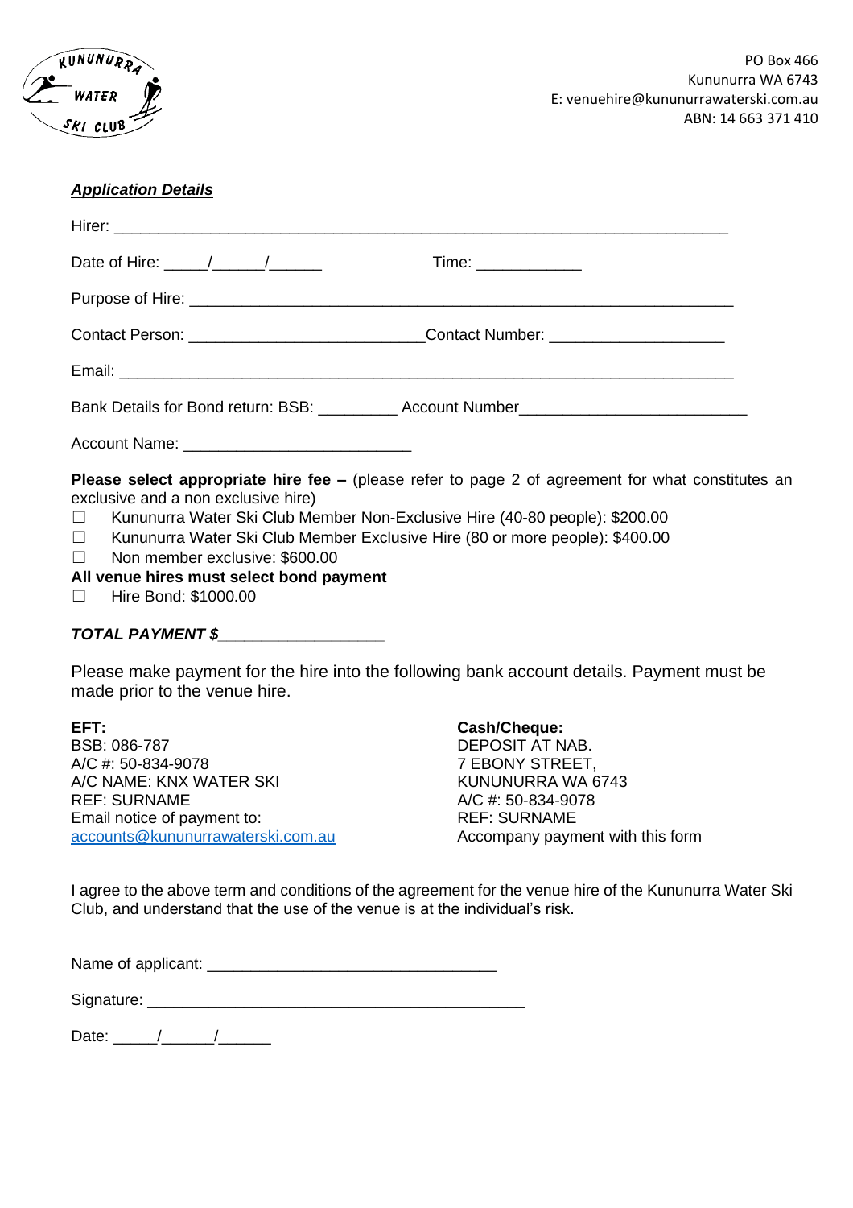PO Box 466
Kununurra WA 6743
E: venuehire@kununurrawaterski.com.au
ABN: 14 663 371 410

***Application Details***

Hirer: ______________________________________________________________________

Date of Hire: _____/______/______          Time: ____________

Purpose of Hire: ______________________________________________________________

Contact Person: __________________________Contact Number: ___________________

Email: _________________________________________________________________

Bank Details for Bond return: BSB: _________ Account Number________________________

Account Name: _________________________

**Please select appropriate hire fee –** (please refer to page 2 of agreement for what constitutes an exclusive and a non exclusive hire)

☐ Kununurra Water Ski Club Member Non-Exclusive Hire (40-80 people): $200.00
☐ Kununurra Water Ski Club Member Exclusive Hire (80 or more people): $400.00
☐ Non member exclusive: $600.00

**All venue hires must select bond payment**

☐ Hire Bond: $1000.00

***TOTAL PAYMENT $__________________***

Please make payment for the hire into the following bank account details. Payment must be made prior to the venue hire.

**EFT:**
BSB: 086-787
A/C #: 50-834-9078
A/C NAME: KNX WATER SKI
REF: SURNAME
Email notice of payment to:
accounts@kununurrawaterski.com.au

**Cash/Cheque:**
DEPOSIT AT NAB.
7 EBONY STREET,
KUNUNURRA WA 6743
A/C #: 50-834-9078
REF: SURNAME
Accompany payment with this form

I agree to the above term and conditions of the agreement for the venue hire of the Kununurra Water Ski Club, and understand that the use of the venue is at the individual's risk.

Name of applicant: ________________________________

Signature: ___________________________________________

Date: _____/______/______